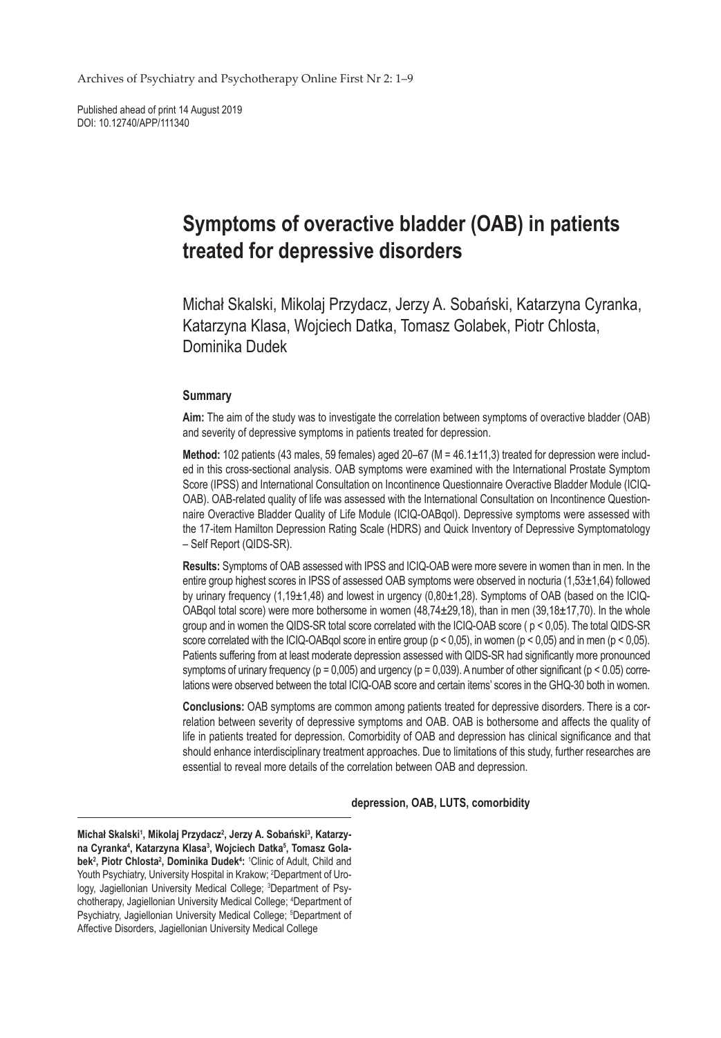Published ahead of print 14 August 2019
DOI: 10.12740/APP/111340

# Symptoms of overactive bladder (OAB) in patients treated for depressive disorders

Michał Skalski, Mikolaj Przydacz, Jerzy A. Sobański, Katarzyna Cyranka, Katarzyna Klasa, Wojciech Datka, Tomasz Golabek, Piotr Chlosta, Dominika Dudek

### Summary

**Aim:** The aim of the study was to investigate the correlation between symptoms of overactive bladder (OAB) and severity of depressive symptoms in patients treated for depression.

**Method:** 102 patients (43 males, 59 females) aged 20–67 (M = 46.1±11,3) treated for depression were included in this cross-sectional analysis. OAB symptoms were examined with the International Prostate Symptom Score (IPSS) and International Consultation on Incontinence Questionnaire Overactive Bladder Module (ICIQ-OAB). OAB-related quality of life was assessed with the International Consultation on Incontinence Questionnaire Overactive Bladder Quality of Life Module (ICIQ-OABqol). Depressive symptoms were assessed with the 17-item Hamilton Depression Rating Scale (HDRS) and Quick Inventory of Depressive Symptomatology – Self Report (QIDS-SR).

**Results:** Symptoms of OAB assessed with IPSS and ICIQ-OAB were more severe in women than in men. In the entire group highest scores in IPSS of assessed OAB symptoms were observed in nocturia (1,53±1,64) followed by urinary frequency (1,19±1,48) and lowest in urgency (0,80±1,28). Symptoms of OAB (based on the ICIQ-OABqol total score) were more bothersome in women (48,74±29,18), than in men (39,18±17,70). In the whole group and in women the QIDS-SR total score correlated with the ICIQ-OAB score ( $p < 0,05$). The total QIDS-SR score correlated with the ICIQ-OABqol score in entire group ($p < 0,05$), in women ($p < 0,05$) and in men ($p < 0,05$). Patients suffering from at least moderate depression assessed with QIDS-SR had significantly more pronounced symptoms of urinary frequency ($p = 0,005$) and urgency ($p = 0,039$). A number of other significant ($p < 0.05$) correlations were observed between the total ICIQ-OAB score and certain items' scores in the GHQ-30 both in women.

**Conclusions:** OAB symptoms are common among patients treated for depressive disorders. There is a correlation between severity of depressive symptoms and OAB. OAB is bothersome and affects the quality of life in patients treated for depression. Comorbidity of OAB and depression has clinical significance and that should enhance interdisciplinary treatment approaches. Due to limitations of this study, further researches are essential to reveal more details of the correlation between OAB and depression.

**depression, OAB, LUTS, comorbidity**

---

**Michał Skalski[1], Mikolaj Przydacz[2], Jerzy A. Sobański[3], Katarzyna Cyranka[4], Katarzyna Klasa[3], Wojciech Datka[5], Tomasz Golabek[2], Piotr Chlosta[2], Dominika Dudek[4]:** [1]Clinic of Adult, Child and Youth Psychiatry, University Hospital in Krakow; [2]Department of Urology, Jagiellonian University Medical College; [3]Department of Psychotherapy, Jagiellonian University Medical College; [4]Department of Psychiatry, Jagiellonian University Medical College; [5]Department of Affective Disorders, Jagiellonian University Medical College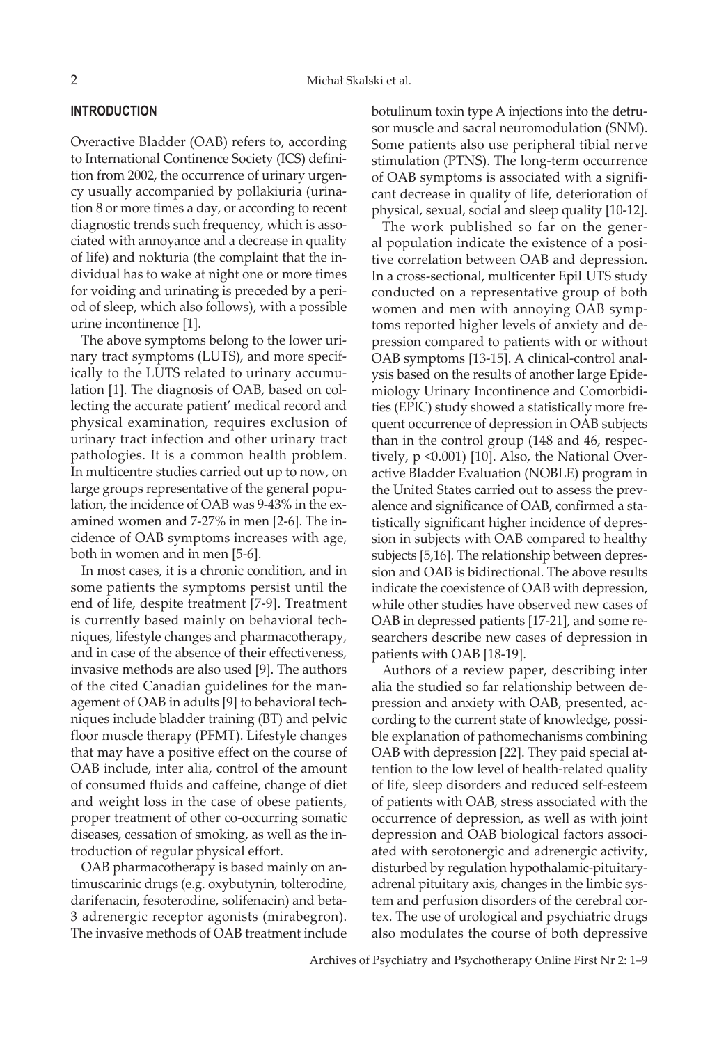## INTRODUCTION

Overactive Bladder (OAB) refers to, according to International Continence Society (ICS) definition from 2002, the occurrence of urinary urgency usually accompanied by pollakiuria (urination 8 or more times a day, or according to recent diagnostic trends such frequency, which is associated with annoyance and a decrease in quality of life) and nokturia (the complaint that the individual has to wake at night one or more times for voiding and urinating is preceded by a period of sleep, which also follows), with a possible urine incontinence [1].

The above symptoms belong to the lower urinary tract symptoms (LUTS), and more specifically to the LUTS related to urinary accumulation [1]. The diagnosis of OAB, based on collecting the accurate patient' medical record and physical examination, requires exclusion of urinary tract infection and other urinary tract pathologies. It is a common health problem. In multicentre studies carried out up to now, on large groups representative of the general population, the incidence of OAB was 9-43% in the examined women and 7-27% in men [2-6]. The incidence of OAB symptoms increases with age, both in women and in men [5-6].

In most cases, it is a chronic condition, and in some patients the symptoms persist until the end of life, despite treatment [7-9]. Treatment is currently based mainly on behavioral techniques, lifestyle changes and pharmacotherapy, and in case of the absence of their effectiveness, invasive methods are also used [9]. The authors of the cited Canadian guidelines for the management of OAB in adults [9] to behavioral techniques include bladder training (BT) and pelvic floor muscle therapy (PFMT). Lifestyle changes that may have a positive effect on the course of OAB include, inter alia, control of the amount of consumed fluids and caffeine, change of diet and weight loss in the case of obese patients, proper treatment of other co-occurring somatic diseases, cessation of smoking, as well as the introduction of regular physical effort.

OAB pharmacotherapy is based mainly on antimuscarinic drugs (e.g. oxybutynin, tolterodine, darifenacin, fesoterodine, solifenacin) and beta-3 adrenergic receptor agonists (mirabegron). The invasive methods of OAB treatment include botulinum toxin type A injections into the detrusor muscle and sacral neuromodulation (SNM). Some patients also use peripheral tibial nerve stimulation (PTNS). The long-term occurrence of OAB symptoms is associated with a significant decrease in quality of life, deterioration of physical, sexual, social and sleep quality [10-12].

The work published so far on the general population indicate the existence of a positive correlation between OAB and depression. In a cross-sectional, multicenter EpiLUTS study conducted on a representative group of both women and men with annoying OAB symptoms reported higher levels of anxiety and depression compared to patients with or without OAB symptoms [13-15]. A clinical-control analysis based on the results of another large Epidemiology Urinary Incontinence and Comorbidities (EPIC) study showed a statistically more frequent occurrence of depression in OAB subjects than in the control group (148 and 46, respectively, $p < 0.001$) [10]. Also, the National Overactive Bladder Evaluation (NOBLE) program in the United States carried out to assess the prevalence and significance of OAB, confirmed a statistically significant higher incidence of depression in subjects with OAB compared to healthy subjects [5,16]. The relationship between depression and OAB is bidirectional. The above results indicate the coexistence of OAB with depression, while other studies have observed new cases of OAB in depressed patients [17-21], and some researchers describe new cases of depression in patients with OAB [18-19].

Authors of a review paper, describing inter alia the studied so far relationship between depression and anxiety with OAB, presented, according to the current state of knowledge, possible explanation of pathomechanisms combining OAB with depression [22]. They paid special attention to the low level of health-related quality of life, sleep disorders and reduced self-esteem of patients with OAB, stress associated with the occurrence of depression, as well as with joint depression and OAB biological factors associated with serotonergic and adrenergic activity, disturbed by regulation hypothalamic-pituitary-adrenal pituitary axis, changes in the limbic system and perfusion disorders of the cerebral cortex. The use of urological and psychiatric drugs also modulates the course of both depressive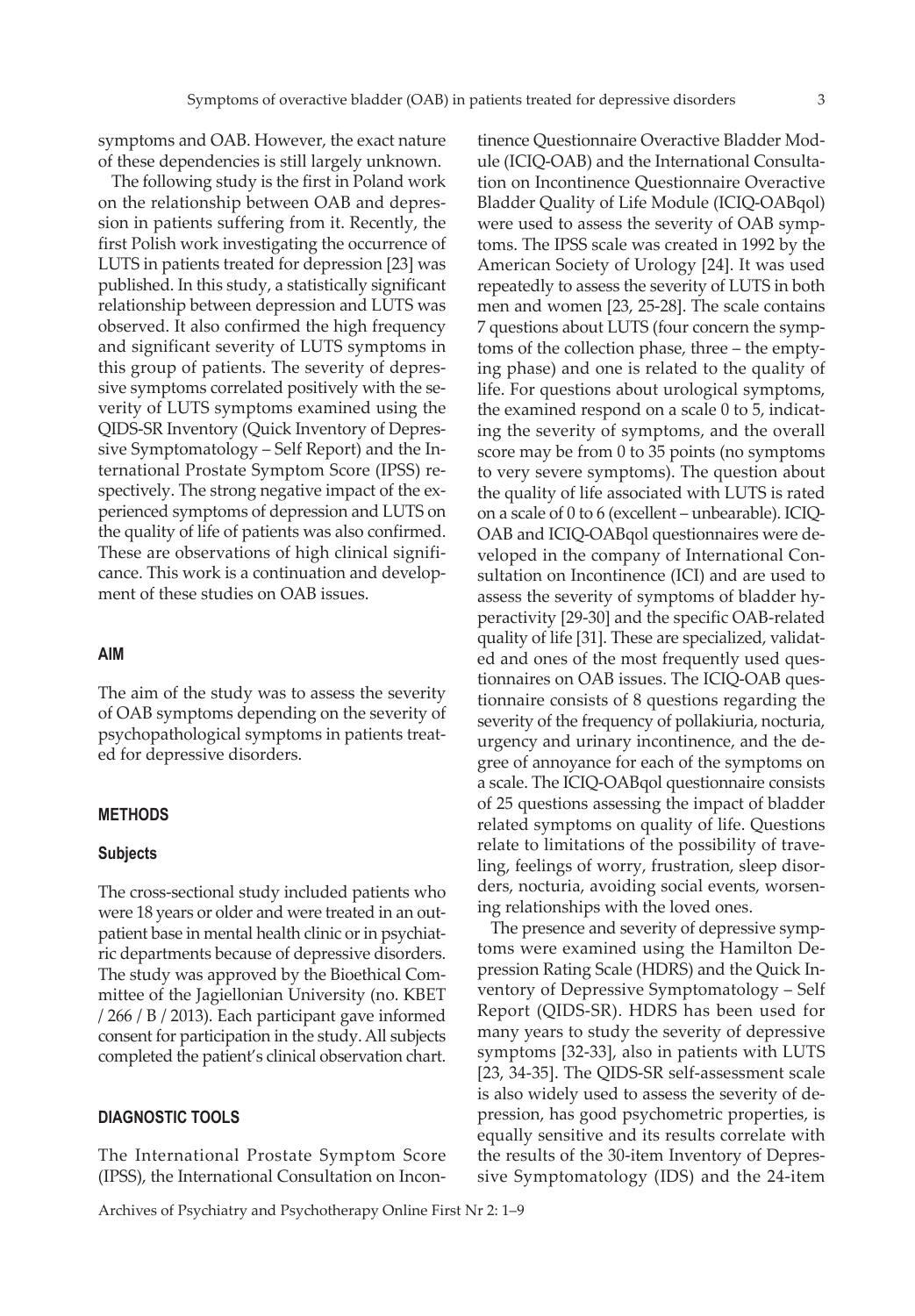symptoms and OAB. However, the exact nature of these dependencies is still largely unknown.

The following study is the first in Poland work on the relationship between OAB and depression in patients suffering from it. Recently, the first Polish work investigating the occurrence of LUTS in patients treated for depression [23] was published. In this study, a statistically significant relationship between depression and LUTS was observed. It also confirmed the high frequency and significant severity of LUTS symptoms in this group of patients. The severity of depressive symptoms correlated positively with the severity of LUTS symptoms examined using the QIDS-SR Inventory (Quick Inventory of Depressive Symptomatology – Self Report) and the International Prostate Symptom Score (IPSS) respectively. The strong negative impact of the experienced symptoms of depression and LUTS on the quality of life of patients was also confirmed. These are observations of high clinical significance. This work is a continuation and development of these studies on OAB issues.

## AIM

The aim of the study was to assess the severity of OAB symptoms depending on the severity of psychopathological symptoms in patients treated for depressive disorders.

## METHODS

### Subjects

The cross-sectional study included patients who were 18 years or older and were treated in an outpatient base in mental health clinic or in psychiatric departments because of depressive disorders. The study was approved by the Bioethical Committee of the Jagiellonian University (no. KBET / 266 / B / 2013). Each participant gave informed consent for participation in the study. All subjects completed the patient's clinical observation chart.

## DIAGNOSTIC TOOLS

The International Prostate Symptom Score (IPSS), the International Consultation on Incontinence Questionnaire Overactive Bladder Module (ICIQ-OAB) and the International Consultation on Incontinence Questionnaire Overactive Bladder Quality of Life Module (ICIQ-OABqol) were used to assess the severity of OAB symptoms. The IPSS scale was created in 1992 by the American Society of Urology [24]. It was used repeatedly to assess the severity of LUTS in both men and women [23, 25-28]. The scale contains 7 questions about LUTS (four concern the symptoms of the collection phase, three – the emptying phase) and one is related to the quality of life. For questions about urological symptoms, the examined respond on a scale 0 to 5, indicating the severity of symptoms, and the overall score may be from 0 to 35 points (no symptoms to very severe symptoms). The question about the quality of life associated with LUTS is rated on a scale of 0 to 6 (excellent – unbearable). ICIQ-OAB and ICIQ-OABqol questionnaires were developed in the company of International Consultation on Incontinence (ICI) and are used to assess the severity of symptoms of bladder hyperactivity [29-30] and the specific OAB-related quality of life [31]. These are specialized, validated and ones of the most frequently used questionnaires on OAB issues. The ICIQ-OAB questionnaire consists of 8 questions regarding the severity of the frequency of pollakiuria, nocturia, urgency and urinary incontinence, and the degree of annoyance for each of the symptoms on a scale. The ICIQ-OABqol questionnaire consists of 25 questions assessing the impact of bladder related symptoms on quality of life. Questions relate to limitations of the possibility of traveling, feelings of worry, frustration, sleep disorders, nocturia, avoiding social events, worsening relationships with the loved ones.

The presence and severity of depressive symptoms were examined using the Hamilton Depression Rating Scale (HDRS) and the Quick Inventory of Depressive Symptomatology – Self Report (QIDS-SR). HDRS has been used for many years to study the severity of depressive symptoms [32-33], also in patients with LUTS [23, 34-35]. The QIDS-SR self-assessment scale is also widely used to assess the severity of depression, has good psychometric properties, is equally sensitive and its results correlate with the results of the 30-item Inventory of Depressive Symptomatology (IDS) and the 24-item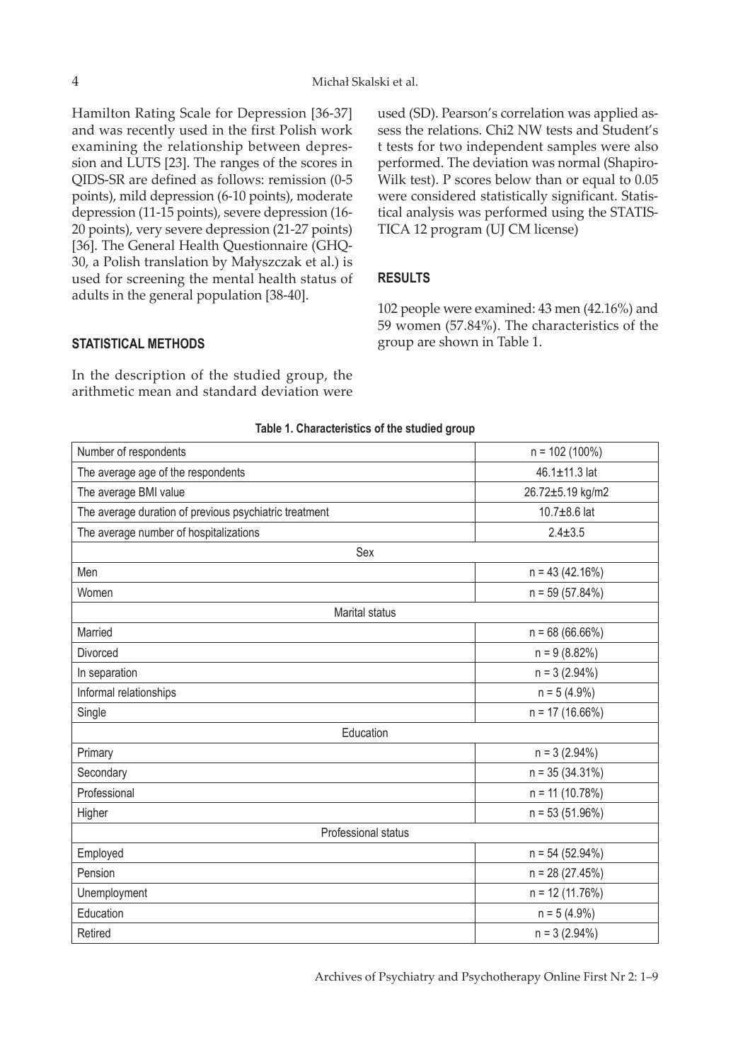Hamilton Rating Scale for Depression [36-37] and was recently used in the first Polish work examining the relationship between depression and LUTS [23]. The ranges of the scores in QIDS-SR are defined as follows: remission (0-5 points), mild depression (6-10 points), moderate depression (11-15 points), severe depression (16-20 points), very severe depression (21-27 points) [36]. The General Health Questionnaire (GHQ-30, a Polish translation by Małyszczak et al.) is used for screening the mental health status of adults in the general population [38-40].

## STATISTICAL METHODS

In the description of the studied group, the arithmetic mean and standard deviation were used (SD). Pearson's correlation was applied assess the relations. Chi2 NW tests and Student's t tests for two independent samples were also performed. The deviation was normal (Shapiro-Wilk test). P scores below than or equal to 0.05 were considered statistically significant. Statistical analysis was performed using the STATISTICA 12 program (UJ CM license)

## RESULTS

102 people were examined: 43 men (42.16%) and 59 women (57.84%). The characteristics of the group are shown in Table 1.

**Table 1. Characteristics of the studied group**

| Number of respondents | n = 102 (100%) |
|---|---|
| The average age of the respondents | 46.1±11.3 lat |
| The average BMI value | 26.72±5.19 kg/m2 |
| The average duration of previous psychiatric treatment | 10.7±8.6 lat |
| The average number of hospitalizations | 2.4±3.5 |
| **Sex** | |
| Men | n = 43 (42.16%) |
| Women | n = 59 (57.84%) |
| **Marital status** | |
| Married | n = 68 (66.66%) |
| Divorced | n = 9 (8.82%) |
| In separation | n = 3 (2.94%) |
| Informal relationships | n = 5 (4.9%) |
| Single | n = 17 (16.66%) |
| **Education** | |
| Primary | n = 3 (2.94%) |
| Secondary | n = 35 (34.31%) |
| Professional | n = 11 (10.78%) |
| Higher | n = 53 (51.96%) |
| **Professional status** | |
| Employed | n = 54 (52.94%) |
| Pension | n = 28 (27.45%) |
| Unemployment | n = 12 (11.76%) |
| Education | n = 5 (4.9%) |
| Retired | n = 3 (2.94%) |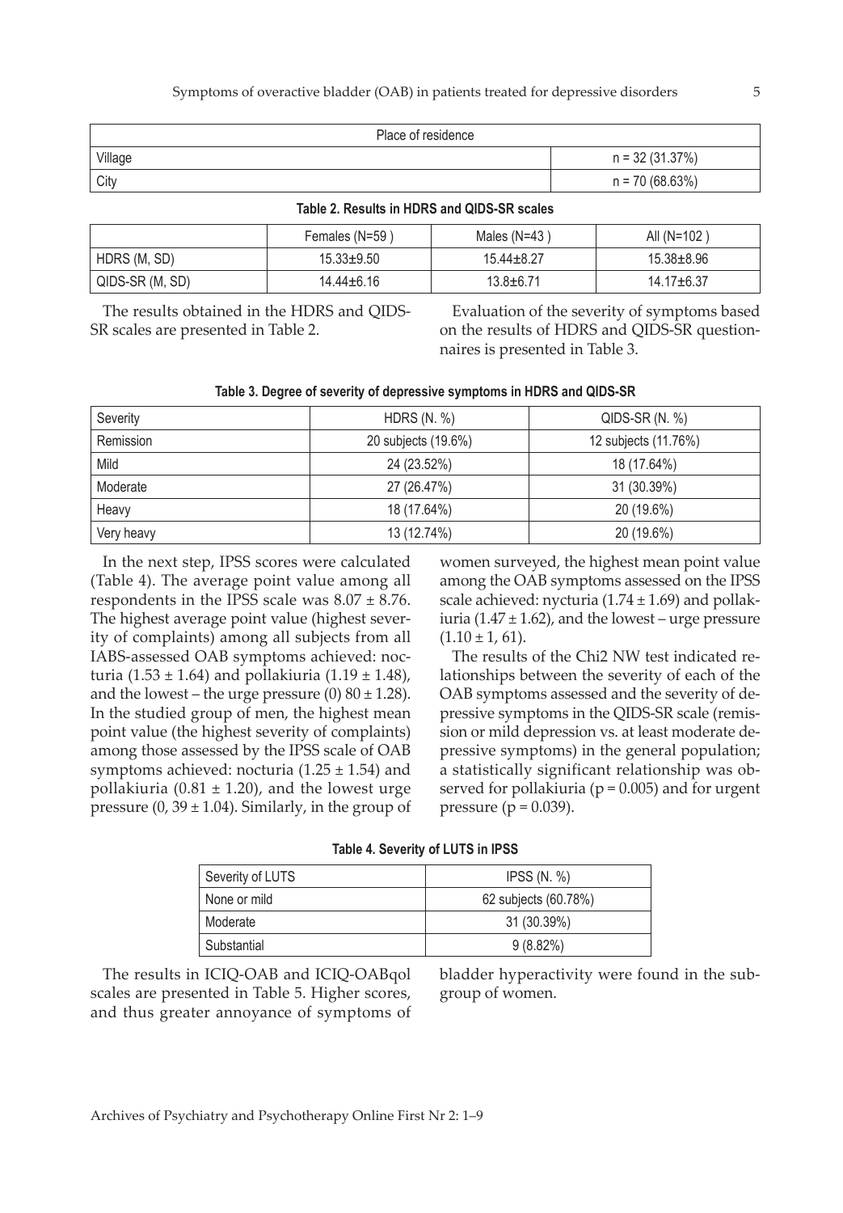| Place of residence | |
|---|---|
| Village | n = 32 (31.37%) |
| City | n = 70 (68.63%) |

**Table 2. Results in HDRS and QIDS-SR scales**

| | Females (N=59 ) | Males (N=43 ) | All (N=102 ) |
|---|---|---|---|
| HDRS (M, SD) | 15.33±9.50 | 15.44±8.27 | 15.38±8.96 |
| QIDS-SR (M, SD) | 14.44±6.16 | 13.8±6.71 | 14.17±6.37 |

The results obtained in the HDRS and QIDS-SR scales are presented in Table 2.

Evaluation of the severity of symptoms based on the results of HDRS and QIDS-SR questionnaires is presented in Table 3.

**Table 3. Degree of severity of depressive symptoms in HDRS and QIDS-SR**

| Severity | HDRS (N. %) | QIDS-SR (N. %) |
|---|---|---|
| Remission | 20 subjects (19.6%) | 12 subjects (11.76%) |
| Mild | 24 (23.52%) | 18 (17.64%) |
| Moderate | 27 (26.47%) | 31 (30.39%) |
| Heavy | 18 (17.64%) | 20 (19.6%) |
| Very heavy | 13 (12.74%) | 20 (19.6%) |

In the next step, IPSS scores were calculated (Table 4). The average point value among all respondents in the IPSS scale was $8.07 \pm 8.76$. The highest average point value (highest severity of complaints) among all subjects from all IABS-assessed OAB symptoms achieved: nocturia ($1.53 \pm 1.64$) and pollakiuria ($1.19 \pm 1.48$), and the lowest – the urge pressure (0) $80 \pm 1.28$). In the studied group of men, the highest mean point value (the highest severity of complaints) among those assessed by the IPSS scale of OAB symptoms achieved: nocturia ($1.25 \pm 1.54$) and pollakiuria ($0.81 \pm 1.20$), and the lowest urge pressure ($0, 39 \pm 1.04$). Similarly, in the group of women surveyed, the highest mean point value among the OAB symptoms assessed on the IPSS scale achieved: nycturia ($1.74 \pm 1.69$) and pollakiuria ($1.47 \pm 1.62$), and the lowest – urge pressure ($1.10 \pm 1, 61$).

The results of the Chi2 NW test indicated relationships between the severity of each of the OAB symptoms assessed and the severity of depressive symptoms in the QIDS-SR scale (remission or mild depression vs. at least moderate depressive symptoms) in the general population; a statistically significant relationship was observed for pollakiuria ($p = 0.005$) and for urgent pressure ($p = 0.039$).

**Table 4. Severity of LUTS in IPSS**

| Severity of LUTS | IPSS (N. %) |
|---|---|
| None or mild | 62 subjects (60.78%) |
| Moderate | 31 (30.39%) |
| Substantial | 9 (8.82%) |

The results in ICIQ-OAB and ICIQ-OABqol scales are presented in Table 5. Higher scores, and thus greater annoyance of symptoms of bladder hyperactivity were found in the subgroup of women.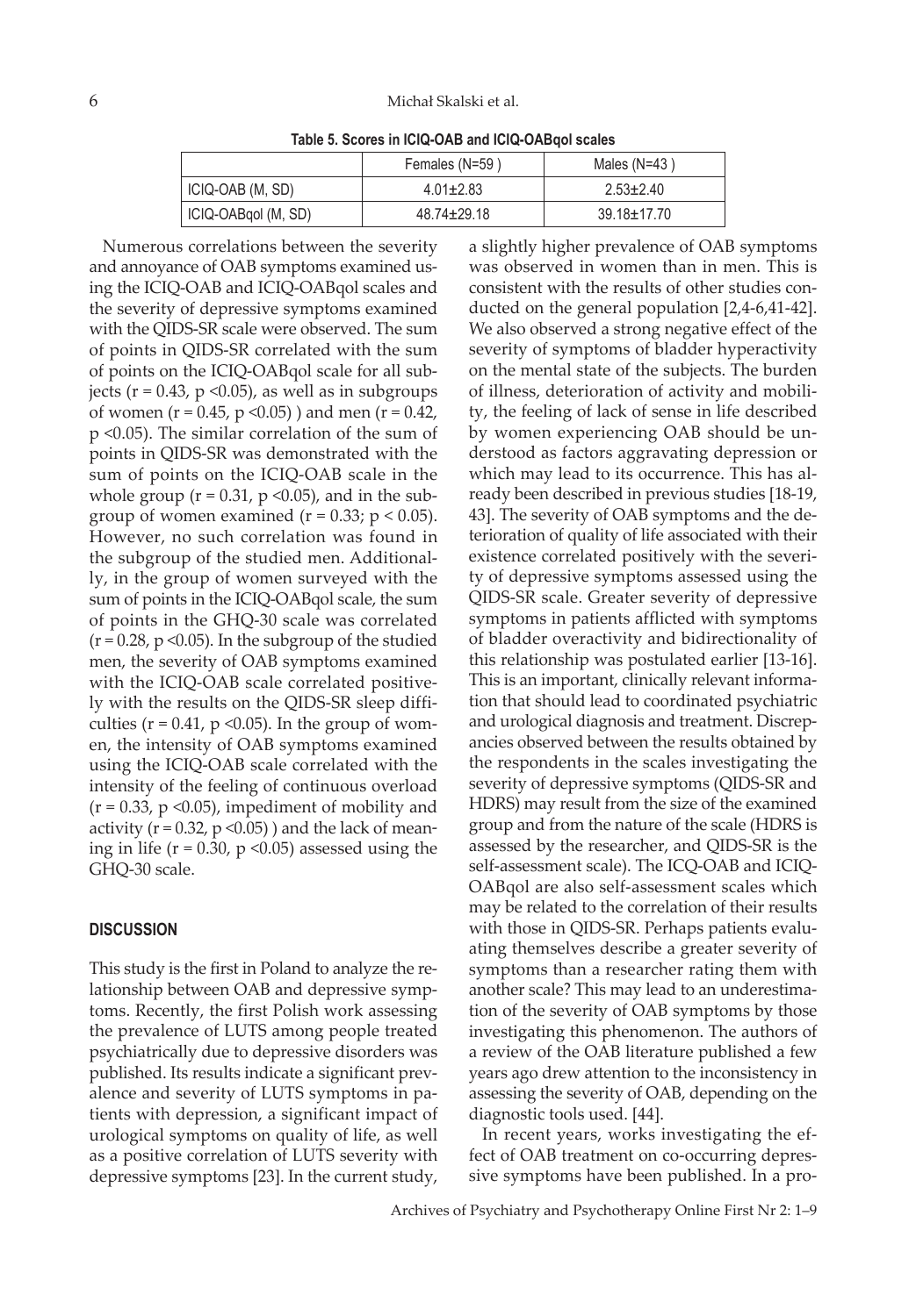**Table 5. Scores in ICIQ-OAB and ICIQ-OABqol scales**

| | Females (N=59 ) | Males (N=43 ) |
|---|---|---|
| ICIQ-OAB (M, SD) | 4.01±2.83 | 2.53±2.40 |
| ICIQ-OABqol (M, SD) | 48.74±29.18 | 39.18±17.70 |

Numerous correlations between the severity and annoyance of OAB symptoms examined using the ICIQ-OAB and ICIQ-OABqol scales and the severity of depressive symptoms examined with the QIDS-SR scale were observed. The sum of points in QIDS-SR correlated with the sum of points on the ICIQ-OABqol scale for all subjects ($r = 0.43$, $p < 0.05$), as well as in subgroups of women ($r = 0.45$, $p < 0.05$) ) and men ($r = 0.42$, $p < 0.05$). The similar correlation of the sum of points in QIDS-SR was demonstrated with the sum of points on the ICIQ-OAB scale in the whole group ($r = 0.31$, $p < 0.05$), and in the subgroup of women examined ($r = 0.33$; $p < 0.05$). However, no such correlation was found in the subgroup of the studied men. Additionally, in the group of women surveyed with the sum of points in the ICIQ-OABqol scale, the sum of points in the GHQ-30 scale was correlated ($r = 0.28$, $p < 0.05$). In the subgroup of the studied men, the severity of OAB symptoms examined with the ICIQ-OAB scale correlated positively with the results on the QIDS-SR sleep difficulties ($r = 0.41$, $p < 0.05$). In the group of women, the intensity of OAB symptoms examined using the ICIQ-OAB scale correlated with the intensity of the feeling of continuous overload ($r = 0.33$, $p < 0.05$), impediment of mobility and activity ($r = 0.32$, $p < 0.05$) ) and the lack of meaning in life ($r = 0.30$, $p < 0.05$) assessed using the GHQ-30 scale.

## DISCUSSION

This study is the first in Poland to analyze the relationship between OAB and depressive symptoms. Recently, the first Polish work assessing the prevalence of LUTS among people treated psychiatrically due to depressive disorders was published. Its results indicate a significant prevalence and severity of LUTS symptoms in patients with depression, a significant impact of urological symptoms on quality of life, as well as a positive correlation of LUTS severity with depressive symptoms [23]. In the current study, a slightly higher prevalence of OAB symptoms was observed in women than in men. This is consistent with the results of other studies conducted on the general population [2,4-6,41-42]. We also observed a strong negative effect of the severity of symptoms of bladder hyperactivity on the mental state of the subjects. The burden of illness, deterioration of activity and mobility, the feeling of lack of sense in life described by women experiencing OAB should be understood as factors aggravating depression or which may lead to its occurrence. This has already been described in previous studies [18-19, 43]. The severity of OAB symptoms and the deterioration of quality of life associated with their existence correlated positively with the severity of depressive symptoms assessed using the QIDS-SR scale. Greater severity of depressive symptoms in patients afflicted with symptoms of bladder overactivity and bidirectionality of this relationship was postulated earlier [13-16]. This is an important, clinically relevant information that should lead to coordinated psychiatric and urological diagnosis and treatment. Discrepancies observed between the results obtained by the respondents in the scales investigating the severity of depressive symptoms (QIDS-SR and HDRS) may result from the size of the examined group and from the nature of the scale (HDRS is assessed by the researcher, and QIDS-SR is the self-assessment scale). The ICQ-OAB and ICIQ-OABqol are also self-assessment scales which may be related to the correlation of their results with those in QIDS-SR. Perhaps patients evaluating themselves describe a greater severity of symptoms than a researcher rating them with another scale? This may lead to an underestimation of the severity of OAB symptoms by those investigating this phenomenon. The authors of a review of the OAB literature published a few years ago drew attention to the inconsistency in assessing the severity of OAB, depending on the diagnostic tools used. [44].

In recent years, works investigating the effect of OAB treatment on co-occurring depressive symptoms have been published. In a pro-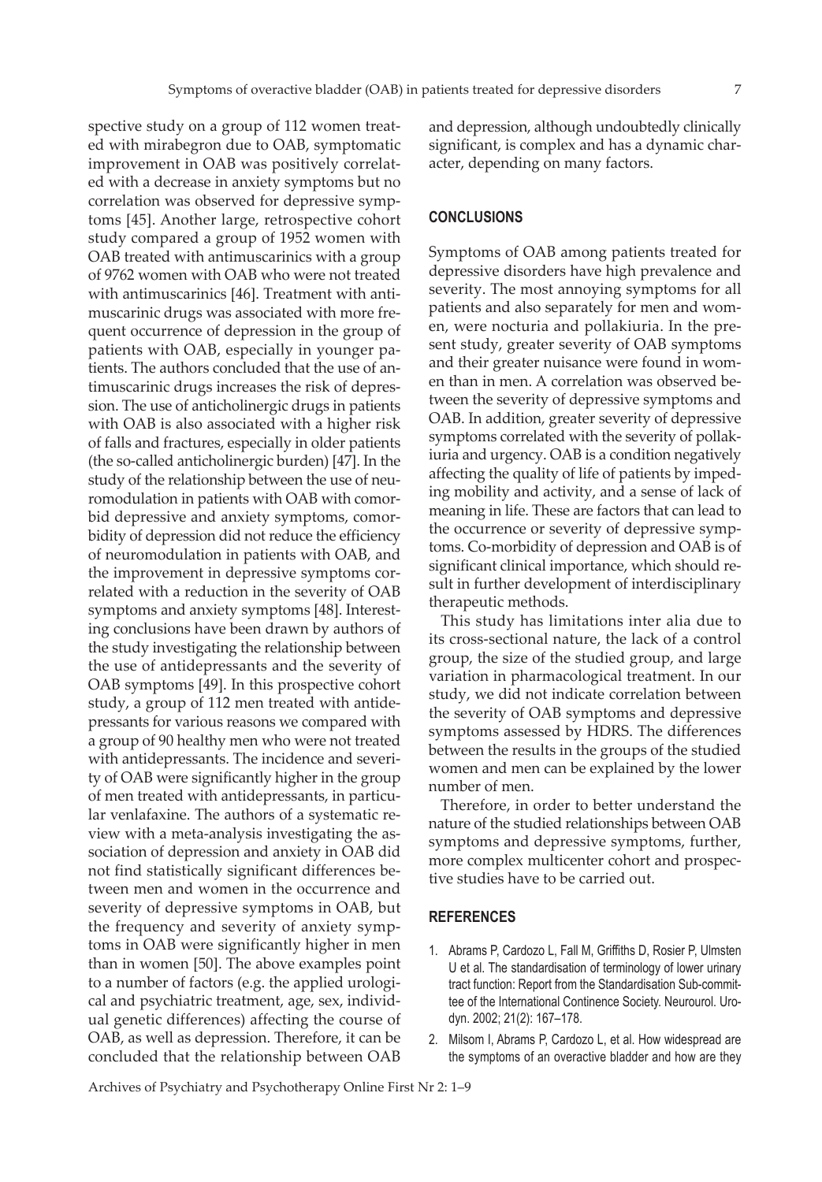spective study on a group of 112 women treated with mirabegron due to OAB, symptomatic improvement in OAB was positively correlated with a decrease in anxiety symptoms but no correlation was observed for depressive symptoms [45]. Another large, retrospective cohort study compared a group of 1952 women with OAB treated with antimuscarinics with a group of 9762 women with OAB who were not treated with antimuscarinics [46]. Treatment with antimuscarinic drugs was associated with more frequent occurrence of depression in the group of patients with OAB, especially in younger patients. The authors concluded that the use of antimuscarinic drugs increases the risk of depression. The use of anticholinergic drugs in patients with OAB is also associated with a higher risk of falls and fractures, especially in older patients (the so-called anticholinergic burden) [47]. In the study of the relationship between the use of neuromodulation in patients with OAB with comorbid depressive and anxiety symptoms, comorbidity of depression did not reduce the efficiency of neuromodulation in patients with OAB, and the improvement in depressive symptoms correlated with a reduction in the severity of OAB symptoms and anxiety symptoms [48]. Interesting conclusions have been drawn by authors of the study investigating the relationship between the use of antidepressants and the severity of OAB symptoms [49]. In this prospective cohort study, a group of 112 men treated with antidepressants for various reasons we compared with a group of 90 healthy men who were not treated with antidepressants. The incidence and severity of OAB were significantly higher in the group of men treated with antidepressants, in particular venlafaxine. The authors of a systematic review with a meta-analysis investigating the association of depression and anxiety in OAB did not find statistically significant differences between men and women in the occurrence and severity of depressive symptoms in OAB, but the frequency and severity of anxiety symptoms in OAB were significantly higher in men than in women [50]. The above examples point to a number of factors (e.g. the applied urological and psychiatric treatment, age, sex, individual genetic differences) affecting the course of OAB, as well as depression. Therefore, it can be concluded that the relationship between OAB and depression, although undoubtedly clinically significant, is complex and has a dynamic character, depending on many factors.

## CONCLUSIONS

Symptoms of OAB among patients treated for depressive disorders have high prevalence and severity. The most annoying symptoms for all patients and also separately for men and women, were nocturia and pollakiuria. In the present study, greater severity of OAB symptoms and their greater nuisance were found in women than in men. A correlation was observed between the severity of depressive symptoms and OAB. In addition, greater severity of depressive symptoms correlated with the severity of pollakiuria and urgency. OAB is a condition negatively affecting the quality of life of patients by impeding mobility and activity, and a sense of lack of meaning in life. These are factors that can lead to the occurrence or severity of depressive symptoms. Co-morbidity of depression and OAB is of significant clinical importance, which should result in further development of interdisciplinary therapeutic methods.

This study has limitations inter alia due to its cross-sectional nature, the lack of a control group, the size of the studied group, and large variation in pharmacological treatment. In our study, we did not indicate correlation between the severity of OAB symptoms and depressive symptoms assessed by HDRS. The differences between the results in the groups of the studied women and men can be explained by the lower number of men.

Therefore, in order to better understand the nature of the studied relationships between OAB symptoms and depressive symptoms, further, more complex multicenter cohort and prospective studies have to be carried out.

## REFERENCES

1. Abrams P, Cardozo L, Fall M, Griffiths D, Rosier P, Ulmsten U et al. The standardisation of terminology of lower urinary tract function: Report from the Standardisation Sub-committee of the International Continence Society. Neurourol. Urodyn. 2002; 21(2): 167–178.
2. Milsom I, Abrams P, Cardozo L, et al. How widespread are the symptoms of an overactive bladder and how are they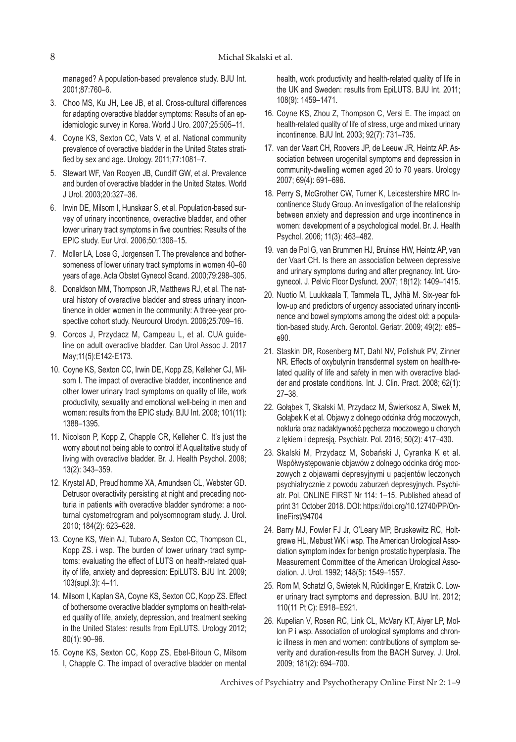managed? A population-based prevalence study. BJU Int. 2001;87:760–6.

3. Choo MS, Ku JH, Lee JB, et al. Cross-cultural differences for adapting overactive bladder symptoms: Results of an epidemiologic survey in Korea. World J Uro. 2007;25:505–11.
4. Coyne KS, Sexton CC, Vats V, et al. National community prevalence of overactive bladder in the United States stratified by sex and age. Urology. 2011;77:1081–7.
5. Stewart WF, Van Rooyen JB, Cundiff GW, et al. Prevalence and burden of overactive bladder in the United States. World J Urol. 2003;20:327–36.
6. Irwin DE, Milsom I, Hunskaar S, et al. Population-based survey of urinary incontinence, overactive bladder, and other lower urinary tract symptoms in five countries: Results of the EPIC study. Eur Urol. 2006;50:1306–15.
7. Moller LA, Lose G, Jorgensen T. The prevalence and bothersomeness of lower urinary tract symptoms in women 40–60 years of age. Acta Obstet Gynecol Scand. 2000;79:298–305.
8. Donaldson MM, Thompson JR, Matthews RJ, et al. The natural history of overactive bladder and stress urinary incontinence in older women in the community: A three-year prospective cohort study. Neurourol Urodyn. 2006;25:709–16.
9. Corcos J, Przydacz M, Campeau L, et al. CUA guideline on adult overactive bladder. Can Urol Assoc J. 2017 May;11(5):E142-E173.
10. Coyne KS, Sexton CC, Irwin DE, Kopp ZS, Kelleher CJ, Milsom I. The impact of overactive bladder, incontinence and other lower urinary tract symptoms on quality of life, work productivity, sexuality and emotional well-being in men and women: results from the EPIC study. BJU Int. 2008; 101(11): 1388–1395.
11. Nicolson P, Kopp Z, Chapple CR, Kelleher C. It's just the worry about not being able to control it! A qualitative study of living with overactive bladder. Br. J. Health Psychol. 2008; 13(2): 343–359.
12. Krystal AD, Preud'homme XA, Amundsen CL, Webster GD. Detrusor overactivity persisting at night and preceding nocturia in patients with overactive bladder syndrome: a nocturnal cystometrogram and polysomnogram study. J. Urol. 2010; 184(2): 623–628.
13. Coyne KS, Wein AJ, Tubaro A, Sexton CC, Thompson CL, Kopp ZS. i wsp. The burden of lower urinary tract symptoms: evaluating the effect of LUTS on health-related quality of life, anxiety and depression: EpiLUTS. BJU Int. 2009; 103(supl.3): 4–11.
14. Milsom I, Kaplan SA, Coyne KS, Sexton CC, Kopp ZS. Effect of bothersome overactive bladder symptoms on health-related quality of life, anxiety, depression, and treatment seeking in the United States: results from EpiLUTS. Urology 2012; 80(1): 90–96.
15. Coyne KS, Sexton CC, Kopp ZS, Ebel-Bitoun C, Milsom I, Chapple C. The impact of overactive bladder on mental health, work productivity and health-related quality of life in the UK and Sweden: results from EpiLUTS. BJU Int. 2011; 108(9): 1459–1471.
16. Coyne KS, Zhou Z, Thompson C, Versi E. The impact on health-related quality of life of stress, urge and mixed urinary incontinence. BJU Int. 2003; 92(7): 731–735.
17. van der Vaart CH, Roovers JP, de Leeuw JR, Heintz AP. Association between urogenital symptoms and depression in community-dwelling women aged 20 to 70 years. Urology 2007; 69(4): 691–696.
18. Perry S, McGrother CW, Turner K, Leicestershire MRC Incontinence Study Group. An investigation of the relationship between anxiety and depression and urge incontinence in women: development of a psychological model. Br. J. Health Psychol. 2006; 11(3): 463–482.
19. van de Pol G, van Brummen HJ, Bruinse HW, Heintz AP, van der Vaart CH. Is there an association between depressive and urinary symptoms during and after pregnancy. Int. Urogynecol. J. Pelvic Floor Dysfunct. 2007; 18(12): 1409–1415.
20. Nuotio M, Luukkaala T, Tammela TL, Jylhä M. Six-year follow-up and predictors of urgency associated urinary incontinence and bowel symptoms among the oldest old: a population-based study. Arch. Gerontol. Geriatr. 2009; 49(2): e85–e90.
21. Staskin DR, Rosenberg MT, Dahl NV, Polishuk PV, Zinner NR. Effects of oxybutynin transdermal system on health-related quality of life and safety in men with overactive bladder and prostate conditions. Int. J. Clin. Pract. 2008; 62(1): 27–38.
22. Gołąbek T, Skalski M, Przydacz M, Świerkosz A, Siwek M, Gołąbek K et al. Objawy z dolnego odcinka dróg moczowych, nokturia oraz nadaktywność pęcherza moczowego u chorych z lękiem i depresją. Psychiatr. Pol. 2016; 50(2): 417–430.
23. Skalski M, Przydacz M, Sobański J, Cyranka K et al. Współwystępowanie objawów z dolnego odcinka dróg moczowych z objawami depresyjnymi u pacjentów leczonych psychiatrycznie z powodu zaburzeń depresyjnych. Psychiatr. Pol. ONLINE FIRST Nr 114: 1–15. Published ahead of print 31 October 2018. DOI: https://doi.org/10.12740/PP/OnlineFirst/94704
24. Barry MJ, Fowler FJ Jr, O'Leary MP, Bruskewitz RC, Holtgrewe HL, Mebust WK i wsp. The American Urological Association symptom index for benign prostatic hyperplasia. The Measurement Committee of the American Urological Association. J. Urol. 1992; 148(5): 1549–1557.
25. Rom M, Schatzl G, Swietek N, Rücklinger E, Kratzik C. Lower urinary tract symptoms and depression. BJU Int. 2012; 110(11 Pt C): E918–E921.
26. Kupelian V, Rosen RC, Link CL, McVary KT, Aiyer LP, Mollon P i wsp. Association of urological symptoms and chronic illness in men and women: contributions of symptom severity and duration-results from the BACH Survey. J. Urol. 2009; 181(2): 694–700.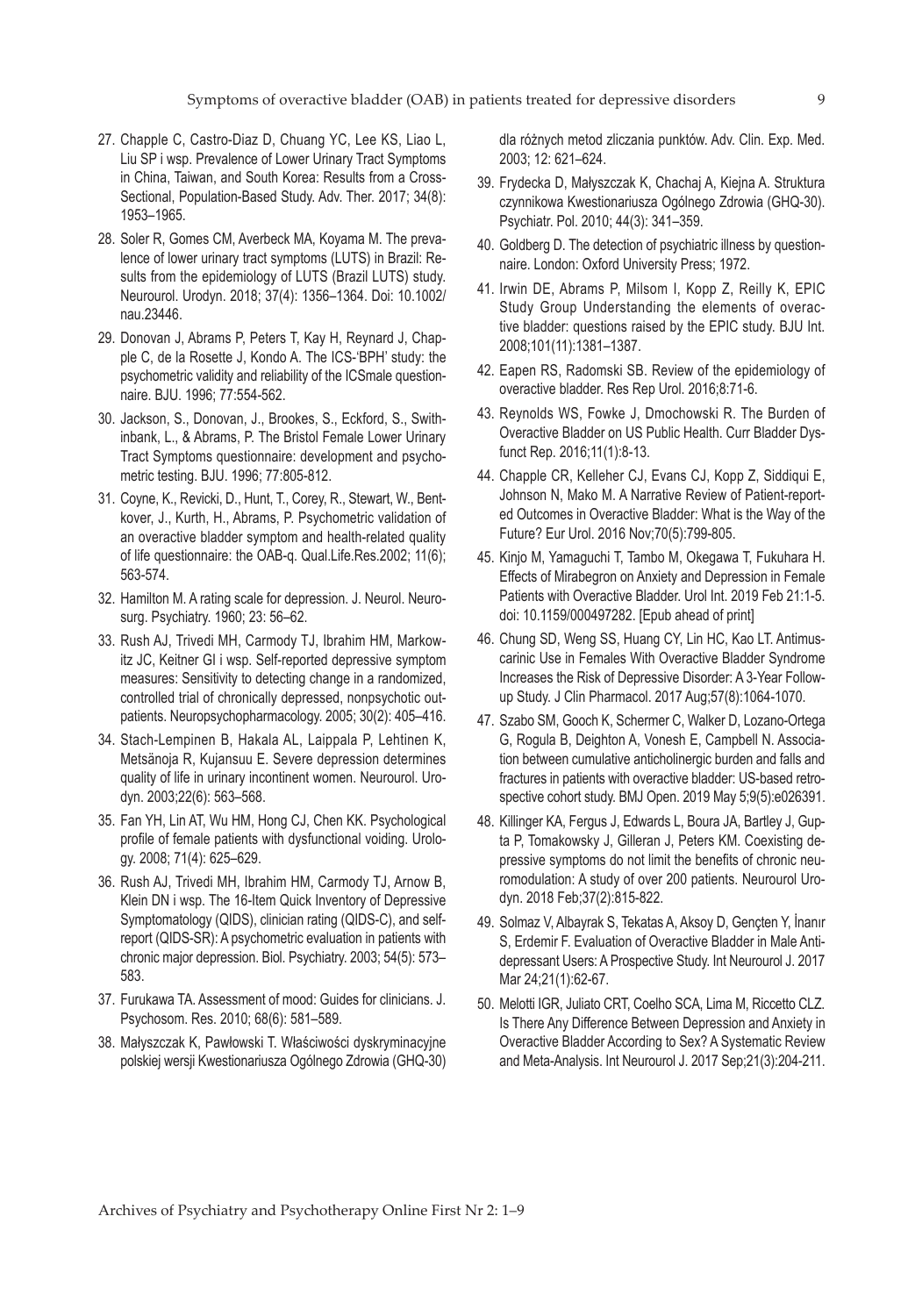27. Chapple C, Castro-Diaz D, Chuang YC, Lee KS, Liao L, Liu SP i wsp. Prevalence of Lower Urinary Tract Symptoms in China, Taiwan, and South Korea: Results from a Cross-Sectional, Population-Based Study. Adv. Ther. 2017; 34(8): 1953–1965.
28. Soler R, Gomes CM, Averbeck MA, Koyama M. The prevalence of lower urinary tract symptoms (LUTS) in Brazil: Results from the epidemiology of LUTS (Brazil LUTS) study. Neurourol. Urodyn. 2018; 37(4): 1356–1364. Doi: 10.1002/nau.23446.
29. Donovan J, Abrams P, Peters T, Kay H, Reynard J, Chapple C, de la Rosette J, Kondo A. The ICS-'BPH' study: the psychometric validity and reliability of the ICSmale questionnaire. BJU. 1996; 77:554-562.
30. Jackson, S., Donovan, J., Brookes, S., Eckford, S., Swithinbank, L., & Abrams, P. The Bristol Female Lower Urinary Tract Symptoms questionnaire: development and psychometric testing. BJU. 1996; 77:805-812.
31. Coyne, K., Revicki, D., Hunt, T., Corey, R., Stewart, W., Bentkover, J., Kurth, H., Abrams, P. Psychometric validation of an overactive bladder symptom and health-related quality of life questionnaire: the OAB-q. Qual.Life.Res.2002; 11(6); 563-574.
32. Hamilton M. A rating scale for depression. J. Neurol. Neurosurg. Psychiatry. 1960; 23: 56–62.
33. Rush AJ, Trivedi MH, Carmody TJ, Ibrahim HM, Markowitz JC, Keitner GI i wsp. Self-reported depressive symptom measures: Sensitivity to detecting change in a randomized, controlled trial of chronically depressed, nonpsychotic outpatients. Neuropsychopharmacology. 2005; 30(2): 405–416.
34. Stach-Lempinen B, Hakala AL, Laippala P, Lehtinen K, Metsänoja R, Kujansuu E. Severe depression determines quality of life in urinary incontinent women. Neurourol. Urodyn. 2003;22(6): 563–568.
35. Fan YH, Lin AT, Wu HM, Hong CJ, Chen KK. Psychological profile of female patients with dysfunctional voiding. Urology. 2008; 71(4): 625–629.
36. Rush AJ, Trivedi MH, Ibrahim HM, Carmody TJ, Arnow B, Klein DN i wsp. The 16-Item Quick Inventory of Depressive Symptomatology (QIDS), clinician rating (QIDS-C), and self-report (QIDS-SR): A psychometric evaluation in patients with chronic major depression. Biol. Psychiatry. 2003; 54(5): 573–583.
37. Furukawa TA. Assessment of mood: Guides for clinicians. J. Psychosom. Res. 2010; 68(6): 581–589.
38. Małyszczak K, Pawłowski T. Właściwości dyskryminacyjne polskiej wersji Kwestionariusza Ogólnego Zdrowia (GHQ-30) dla różnych metod zliczania punktów. Adv. Clin. Exp. Med. 2003; 12: 621–624.
39. Frydecka D, Małyszczak K, Chachaj A, Kiejna A. Struktura czynnikowa Kwestionariusza Ogólnego Zdrowia (GHQ-30). Psychiatr. Pol. 2010; 44(3): 341–359.
40. Goldberg D. The detection of psychiatric illness by questionnaire. London: Oxford University Press; 1972.
41. Irwin DE, Abrams P, Milsom I, Kopp Z, Reilly K, EPIC Study Group Understanding the elements of overactive bladder: questions raised by the EPIC study. BJU Int. 2008;101(11):1381–1387.
42. Eapen RS, Radomski SB. Review of the epidemiology of overactive bladder. Res Rep Urol. 2016;8:71-6.
43. Reynolds WS, Fowke J, Dmochowski R. The Burden of Overactive Bladder on US Public Health. Curr Bladder Dysfunct Rep. 2016;11(1):8-13.
44. Chapple CR, Kelleher CJ, Evans CJ, Kopp Z, Siddiqui E, Johnson N, Mako M. A Narrative Review of Patient-reported Outcomes in Overactive Bladder: What is the Way of the Future? Eur Urol. 2016 Nov;70(5):799-805.
45. Kinjo M, Yamaguchi T, Tambo M, Okegawa T, Fukuhara H. Effects of Mirabegron on Anxiety and Depression in Female Patients with Overactive Bladder. Urol Int. 2019 Feb 21:1-5. doi: 10.1159/000497282. [Epub ahead of print]
46. Chung SD, Weng SS, Huang CY, Lin HC, Kao LT. Antimuscarinic Use in Females With Overactive Bladder Syndrome Increases the Risk of Depressive Disorder: A 3-Year Follow-up Study. J Clin Pharmacol. 2017 Aug;57(8):1064-1070.
47. Szabo SM, Gooch K, Schermer C, Walker D, Lozano-Ortega G, Rogula B, Deighton A, Vonesh E, Campbell N. Association between cumulative anticholinergic burden and falls and fractures in patients with overactive bladder: US-based retrospective cohort study. BMJ Open. 2019 May 5;9(5):e026391.
48. Killinger KA, Fergus J, Edwards L, Boura JA, Bartley J, Gupta P, Tomakowsky J, Gilleran J, Peters KM. Coexisting depressive symptoms do not limit the benefits of chronic neuromodulation: A study of over 200 patients. Neurourol Urodyn. 2018 Feb;37(2):815-822.
49. Solmaz V, Albayrak S, Tekatas A, Aksoy D, Gençten Y, İnanır S, Erdemir F. Evaluation of Overactive Bladder in Male Antidepressant Users: A Prospective Study. Int Neurourol J. 2017 Mar 24;21(1):62-67.
50. Melotti IGR, Juliato CRT, Coelho SCA, Lima M, Riccetto CLZ. Is There Any Difference Between Depression and Anxiety in Overactive Bladder According to Sex? A Systematic Review and Meta-Analysis. Int Neurourol J. 2017 Sep;21(3):204-211.